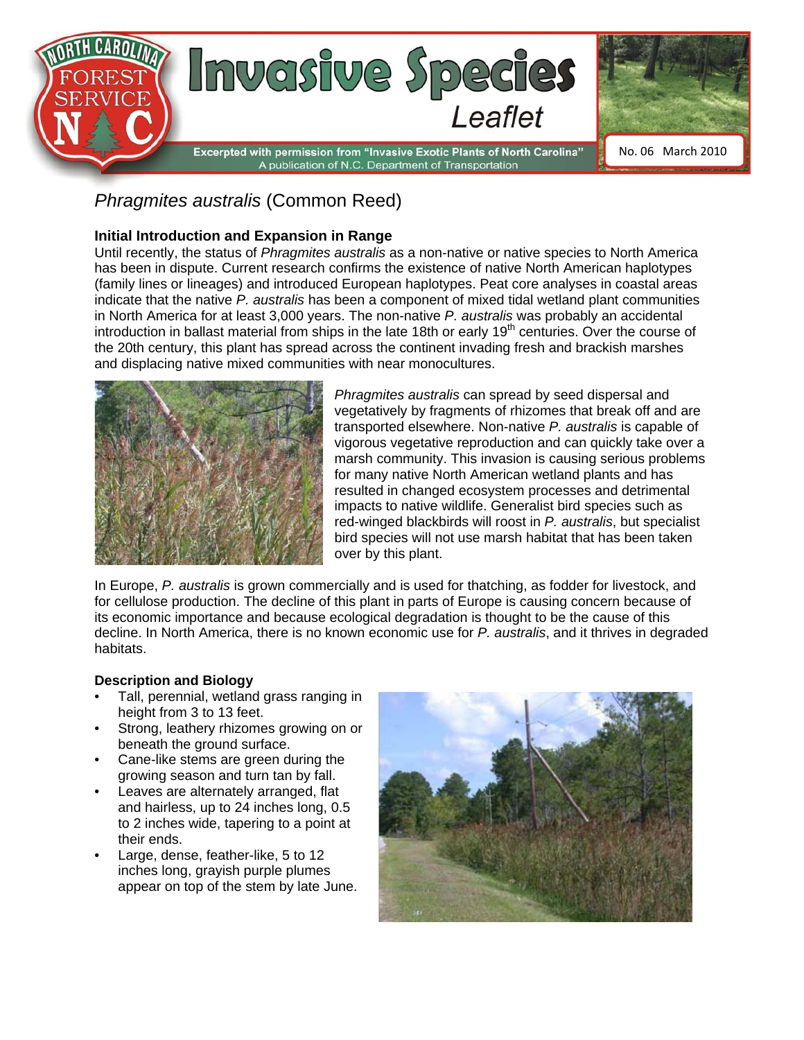# Invasive Species Leaflet

North Carolina Forest Service

Excerpted with permission from "Invasive Exotic Plants of North Carolina"
A publication of N.C. Department of Transportation

No. 06 March 2010

## *Phragmites australis* (Common Reed)

### Initial Introduction and Expansion in Range

Until recently, the status of *Phragmites australis* as a non-native or native species to North America has been in dispute. Current research confirms the existence of native North American haplotypes (family lines or lineages) and introduced European haplotypes. Peat core analyses in coastal areas indicate that the native *P. australis* has been a component of mixed tidal wetland plant communities in North America for at least 3,000 years. The non-native *P. australis* was probably an accidental introduction in ballast material from ships in the late 18th or early 19th centuries. Over the course of the 20th century, this plant has spread across the continent invading fresh and brackish marshes and displacing native mixed communities with near monocultures.

*Phragmites australis* can spread by seed dispersal and vegetatively by fragments of rhizomes that break off and are transported elsewhere. Non-native *P. australis* is capable of vigorous vegetative reproduction and can quickly take over a marsh community. This invasion is causing serious problems for many native North American wetland plants and has resulted in changed ecosystem processes and detrimental impacts to native wildlife. Generalist bird species such as red-winged blackbirds will roost in *P. australis*, but specialist bird species will not use marsh habitat that has been taken over by this plant.

In Europe, *P. australis* is grown commercially and is used for thatching, as fodder for livestock, and for cellulose production. The decline of this plant in parts of Europe is causing concern because of its economic importance and because ecological degradation is thought to be the cause of this decline. In North America, there is no known economic use for *P. australis*, and it thrives in degraded habitats.

### Description and Biology

- Tall, perennial, wetland grass ranging in height from 3 to 13 feet.
- Strong, leathery rhizomes growing on or beneath the ground surface.
- Cane-like stems are green during the growing season and turn tan by fall.
- Leaves are alternately arranged, flat and hairless, up to 24 inches long, 0.5 to 2 inches wide, tapering to a point at their ends.
- Large, dense, feather-like, 5 to 12 inches long, grayish purple plumes appear on top of the stem by late June.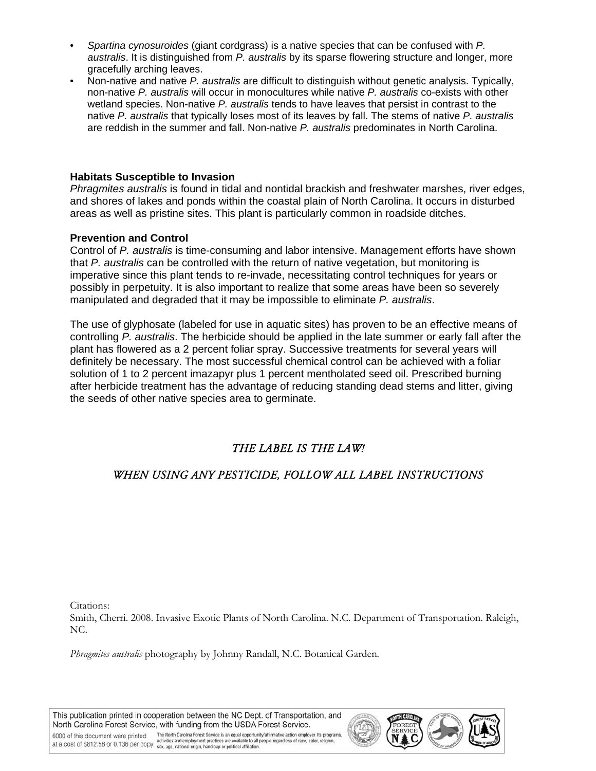- *Spartina cynosuroides* (giant cordgrass) is a native species that can be confused with *P. australis*. It is distinguished from *P. australis* by its sparse flowering structure and longer, more gracefully arching leaves.
- Non-native and native *P. australis* are difficult to distinguish without genetic analysis. Typically, non-native *P. australis* will occur in monocultures while native *P. australis* co-exists with other wetland species. Non-native *P. australis* tends to have leaves that persist in contrast to the native *P. australis* that typically loses most of its leaves by fall. The stems of native *P. australis* are reddish in the summer and fall. Non-native *P. australis* predominates in North Carolina.

**Habitats Susceptible to Invasion**

*Phragmites australis* is found in tidal and nontidal brackish and freshwater marshes, river edges, and shores of lakes and ponds within the coastal plain of North Carolina. It occurs in disturbed areas as well as pristine sites. This plant is particularly common in roadside ditches.

**Prevention and Control**

Control of *P. australis* is time-consuming and labor intensive. Management efforts have shown that *P. australis* can be controlled with the return of native vegetation, but monitoring is imperative since this plant tends to re-invade, necessitating control techniques for years or possibly in perpetuity. It is also important to realize that some areas have been so severely manipulated and degraded that it may be impossible to eliminate *P. australis*.

The use of glyphosate (labeled for use in aquatic sites) has proven to be an effective means of controlling *P. australis*. The herbicide should be applied in the late summer or early fall after the plant has flowered as a 2 percent foliar spray. Successive treatments for several years will definitely be necessary. The most successful chemical control can be achieved with a foliar solution of 1 to 2 percent imazapyr plus 1 percent mentholated seed oil. Prescribed burning after herbicide treatment has the advantage of reducing standing dead stems and litter, giving the seeds of other native species area to germinate.

*THE LABEL IS THE LAW!*

*WHEN USING ANY PESTICIDE, FOLLOW ALL LABEL INSTRUCTIONS*

Citations:
Smith, Cherri. 2008. Invasive Exotic Plants of North Carolina. N.C. Department of Transportation. Raleigh, NC.

*Phragmites australis* photography by Johnny Randall, N.C. Botanical Garden.

This publication printed in cooperation between the NC Dept. of Transportation, and North Carolina Forest Service, with funding from the USDA Forest Service.

6000 of this document were printed at a cost of $812.58 or 0.136 per copy.

The North Carolina Forest Service is an equal opportunity/affirmative action employer. Its programs, activities and employment practices are available to all people regardless of race, color, religion, sex, age, national origin, handicap or political affiliation.